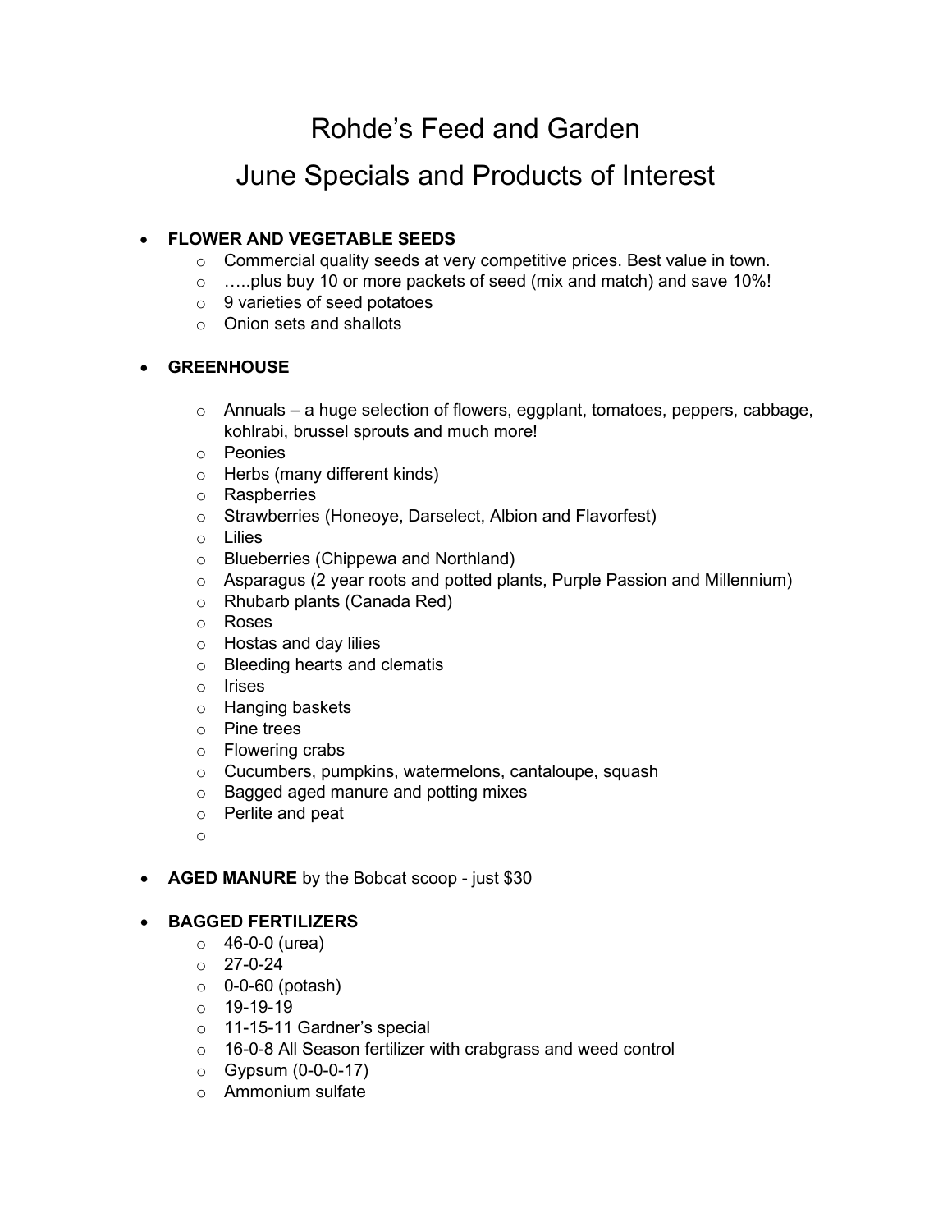# Rohde's Feed and Garden

## June Specials and Products of Interest

- **FLOWER AND VEGETABLE SEEDS**
  - Commercial quality seeds at very competitive prices. Best value in town.
  - …..plus buy 10 or more packets of seed (mix and match) and save 10%!
  - 9 varieties of seed potatoes
  - Onion sets and shallots

- **GREENHOUSE**
  - Annuals – a huge selection of flowers, eggplant, tomatoes, peppers, cabbage, kohlrabi, brussel sprouts and much more!
  - Peonies
  - Herbs (many different kinds)
  - Raspberries
  - Strawberries (Honeoye, Darselect, Albion and Flavorfest)
  - Lilies
  - Blueberries (Chippewa and Northland)
  - Asparagus (2 year roots and potted plants, Purple Passion and Millennium)
  - Rhubarb plants (Canada Red)
  - Roses
  - Hostas and day lilies
  - Bleeding hearts and clematis
  - Irises
  - Hanging baskets
  - Pine trees
  - Flowering crabs
  - Cucumbers, pumpkins, watermelons, cantaloupe, squash
  - Bagged aged manure and potting mixes
  - Perlite and peat
  -

- **AGED MANURE** by the Bobcat scoop - just $30

- **BAGGED FERTILIZERS**
  - 46-0-0 (urea)
  - 27-0-24
  - 0-0-60 (potash)
  - 19-19-19
  - 11-15-11 Gardner's special
  - 16-0-8 All Season fertilizer with crabgrass and weed control
  - Gypsum (0-0-0-17)
  - Ammonium sulfate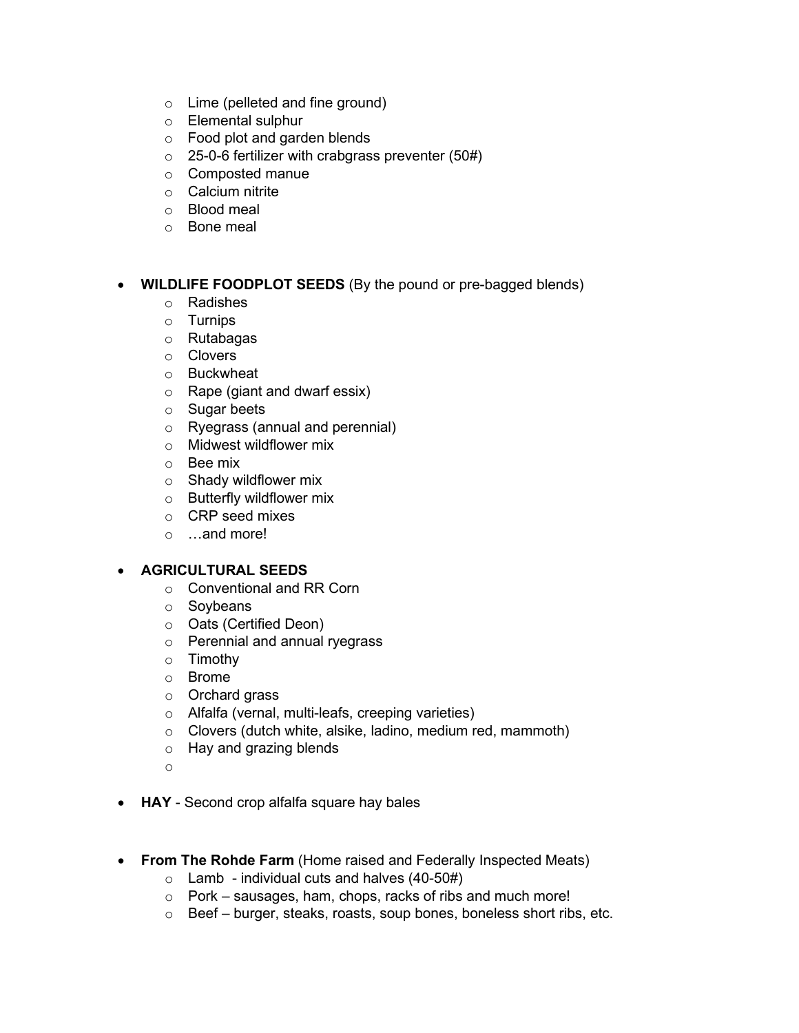- Lime (pelleted and fine ground)
  - Elemental sulphur
  - Food plot and garden blends
  - 25-0-6 fertilizer with crabgrass preventer (50#)
  - Composted manue
  - Calcium nitrite
  - Blood meal
  - Bone meal

- **WILDLIFE FOODPLOT SEEDS** (By the pound or pre-bagged blends)
  - Radishes
  - Turnips
  - Rutabagas
  - Clovers
  - Buckwheat
  - Rape (giant and dwarf essix)
  - Sugar beets
  - Ryegrass (annual and perennial)
  - Midwest wildflower mix
  - Bee mix
  - Shady wildflower mix
  - Butterfly wildflower mix
  - CRP seed mixes
  - …and more!

- **AGRICULTURAL SEEDS**
  - Conventional and RR Corn
  - Soybeans
  - Oats (Certified Deon)
  - Perennial and annual ryegrass
  - Timothy
  - Brome
  - Orchard grass
  - Alfalfa (vernal, multi-leafs, creeping varieties)
  - Clovers (dutch white, alsike, ladino, medium red, mammoth)
  - Hay and grazing blends
  -

- **HAY** - Second crop alfalfa square hay bales

- **From The Rohde Farm** (Home raised and Federally Inspected Meats)
  - Lamb - individual cuts and halves (40-50#)
  - Pork – sausages, ham, chops, racks of ribs and much more!
  - Beef – burger, steaks, roasts, soup bones, boneless short ribs, etc.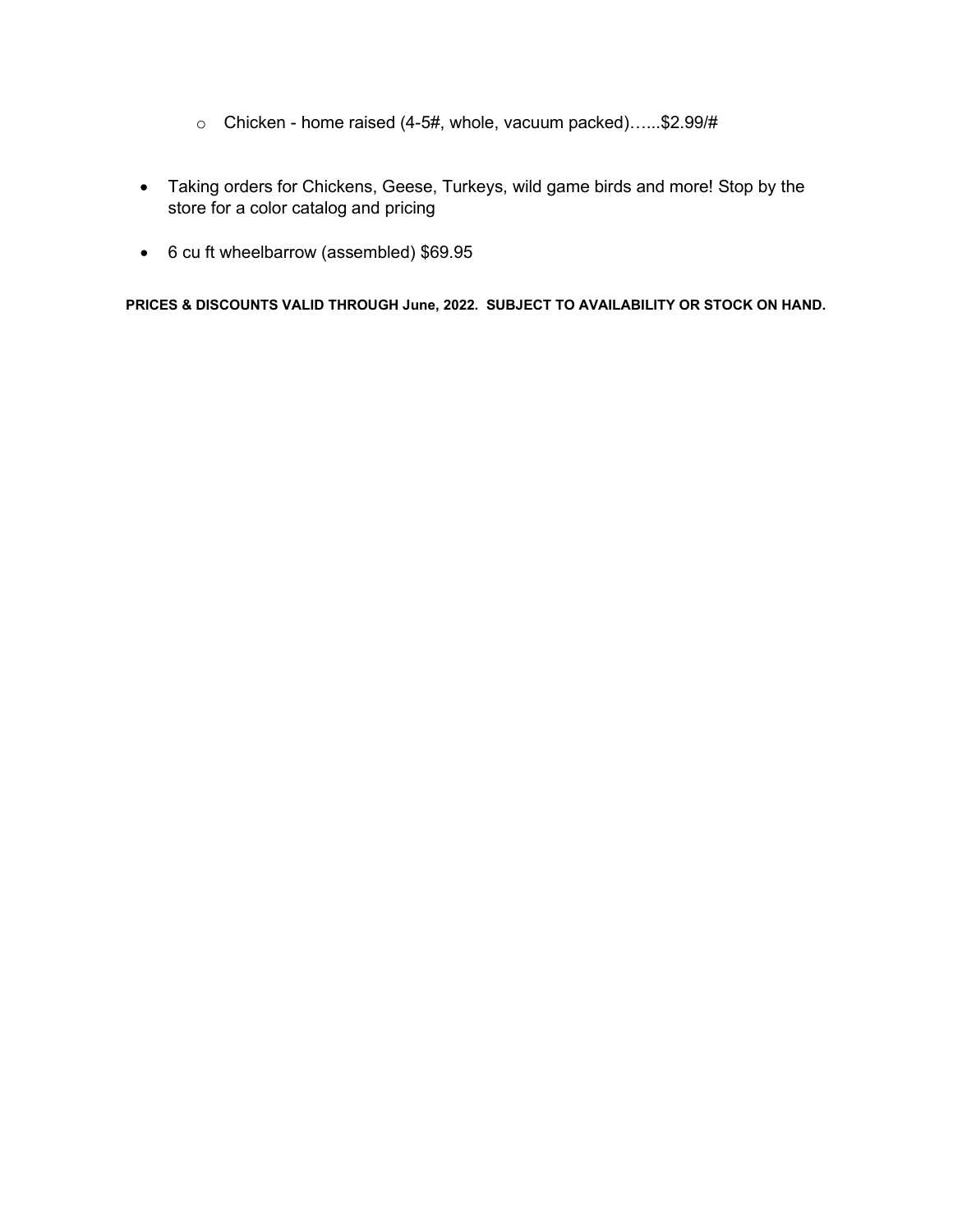- Chicken - home raised (4-5#, whole, vacuum packed)…...$2.99/#

- Taking orders for Chickens, Geese, Turkeys, wild game birds and more! Stop by the store for a color catalog and pricing

- 6 cu ft wheelbarrow (assembled) $69.95

**PRICES & DISCOUNTS VALID THROUGH June, 2022. SUBJECT TO AVAILABILITY OR STOCK ON HAND.**